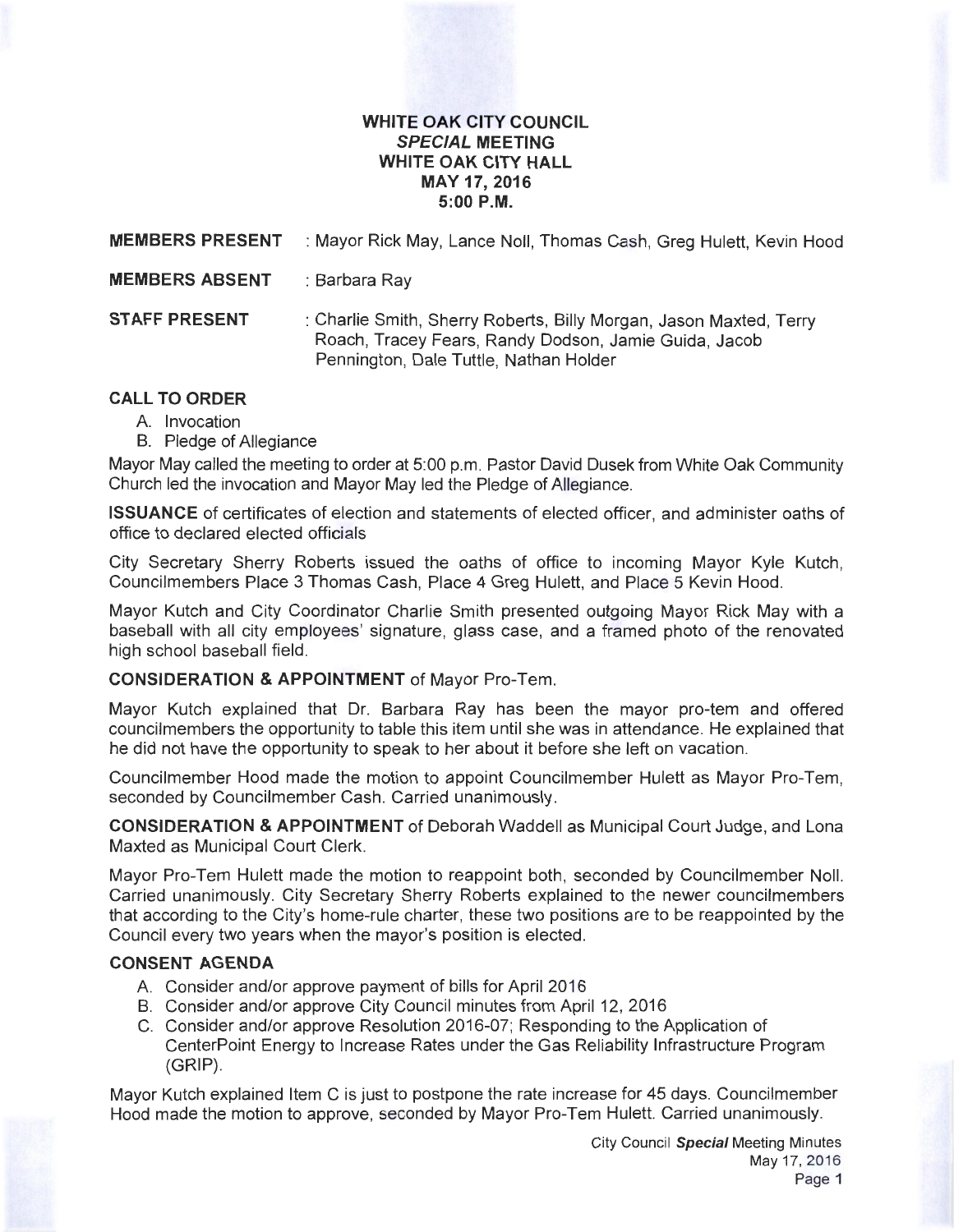# WHITE OAK CITY COUNCIL
## *SPECIAL* MEETING
## WHITE OAK CITY HALL
## MAY 17, 2016
## 5:00 P.M.

**MEMBERS PRESENT** : Mayor Rick May, Lance Noll, Thomas Cash, Greg Hulett, Kevin Hood

**MEMBERS ABSENT** : Barbara Ray

**STAFF PRESENT** : Charlie Smith, Sherry Roberts, Billy Morgan, Jason Maxted, Terry Roach, Tracey Fears, Randy Dodson, Jamie Guida, Jacob Pennington, Dale Tuttle, Nathan Holder

### CALL TO ORDER

A. Invocation
B. Pledge of Allegiance

Mayor May called the meeting to order at 5:00 p.m. Pastor David Dusek from White Oak Community Church led the invocation and Mayor May led the Pledge of Allegiance.

**ISSUANCE** of certificates of election and statements of elected officer, and administer oaths of office to declared elected officials

City Secretary Sherry Roberts issued the oaths of office to incoming Mayor Kyle Kutch, Councilmembers Place 3 Thomas Cash, Place 4 Greg Hulett, and Place 5 Kevin Hood.

Mayor Kutch and City Coordinator Charlie Smith presented outgoing Mayor Rick May with a baseball with all city employees' signature, glass case, and a framed photo of the renovated high school baseball field.

**CONSIDERATION & APPOINTMENT** of Mayor Pro-Tem.

Mayor Kutch explained that Dr. Barbara Ray has been the mayor pro-tem and offered councilmembers the opportunity to table this item until she was in attendance. He explained that he did not have the opportunity to speak to her about it before she left on vacation.

Councilmember Hood made the motion to appoint Councilmember Hulett as Mayor Pro-Tem, seconded by Councilmember Cash. Carried unanimously.

**CONSIDERATION & APPOINTMENT** of Deborah Waddell as Municipal Court Judge, and Lona Maxted as Municipal Court Clerk.

Mayor Pro-Tem Hulett made the motion to reappoint both, seconded by Councilmember Noll. Carried unanimously. City Secretary Sherry Roberts explained to the newer councilmembers that according to the City's home-rule charter, these two positions are to be reappointed by the Council every two years when the mayor's position is elected.

### CONSENT AGENDA

A. Consider and/or approve payment of bills for April 2016
B. Consider and/or approve City Council minutes from April 12, 2016
C. Consider and/or approve Resolution 2016-07; Responding to the Application of CenterPoint Energy to Increase Rates under the Gas Reliability Infrastructure Program (GRIP).

Mayor Kutch explained Item C is just to postpone the rate increase for 45 days. Councilmember Hood made the motion to approve, seconded by Mayor Pro-Tem Hulett. Carried unanimously.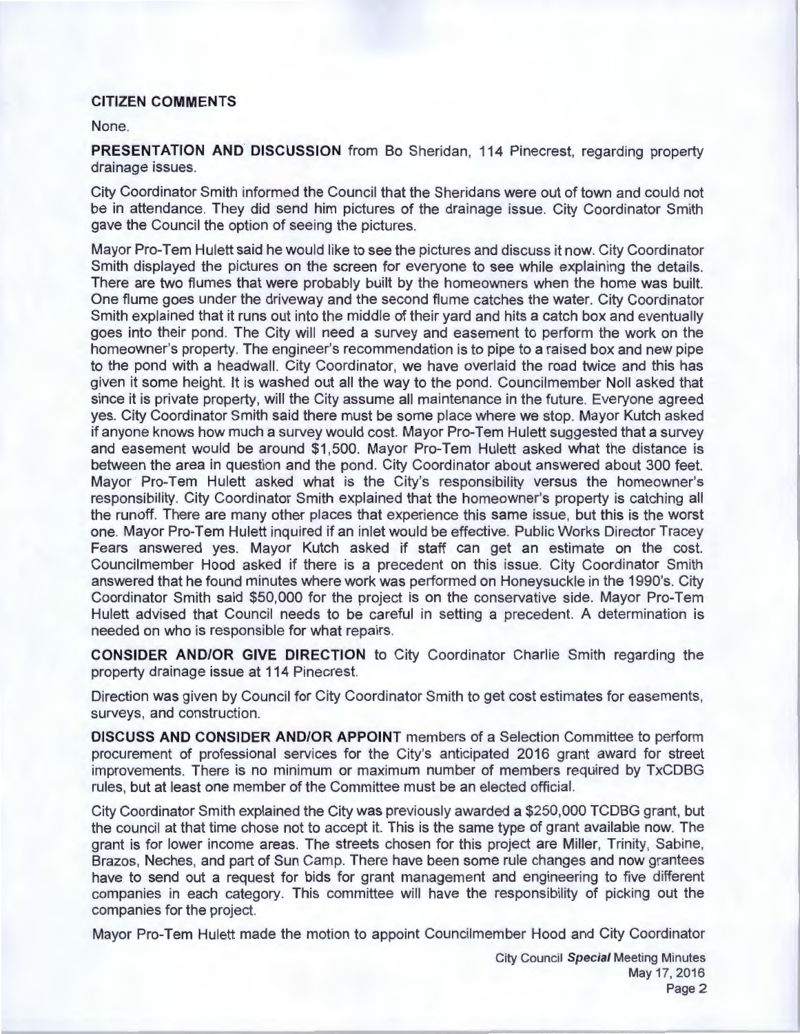**CITIZEN COMMENTS**

None.

**PRESENTATION AND DISCUSSION** from Bo Sheridan, 114 Pinecrest, regarding property drainage issues.

City Coordinator Smith informed the Council that the Sheridans were out of town and could not be in attendance. They did send him pictures of the drainage issue. City Coordinator Smith gave the Council the option of seeing the pictures.

Mayor Pro-Tem Hulett said he would like to see the pictures and discuss it now. City Coordinator Smith displayed the pictures on the screen for everyone to see while explaining the details. There are two flumes that were probably built by the homeowners when the home was built. One flume goes under the driveway and the second flume catches the water. City Coordinator Smith explained that it runs out into the middle of their yard and hits a catch box and eventually goes into their pond. The City will need a survey and easement to perform the work on the homeowner's property. The engineer's recommendation is to pipe to a raised box and new pipe to the pond with a headwall. City Coordinator, we have overlaid the road twice and this has given it some height. It is washed out all the way to the pond. Councilmember Noll asked that since it is private property, will the City assume all maintenance in the future. Everyone agreed yes. City Coordinator Smith said there must be some place where we stop. Mayor Kutch asked if anyone knows how much a survey would cost. Mayor Pro-Tem Hulett suggested that a survey and easement would be around $1,500. Mayor Pro-Tem Hulett asked what the distance is between the area in question and the pond. City Coordinator about answered about 300 feet. Mayor Pro-Tem Hulett asked what is the City's responsibility versus the homeowner's responsibility. City Coordinator Smith explained that the homeowner's property is catching all the runoff. There are many other places that experience this same issue, but this is the worst one. Mayor Pro-Tem Hulett inquired if an inlet would be effective. Public Works Director Tracey Fears answered yes. Mayor Kutch asked if staff can get an estimate on the cost. Councilmember Hood asked if there is a precedent on this issue. City Coordinator Smith answered that he found minutes where work was performed on Honeysuckle in the 1990's. City Coordinator Smith said $50,000 for the project is on the conservative side. Mayor Pro-Tem Hulett advised that Council needs to be careful in setting a precedent. A determination is needed on who is responsible for what repairs.

**CONSIDER AND/OR GIVE DIRECTION** to City Coordinator Charlie Smith regarding the property drainage issue at 114 Pinecrest.

Direction was given by Council for City Coordinator Smith to get cost estimates for easements, surveys, and construction.

**DISCUSS AND CONSIDER AND/OR APPOINT** members of a Selection Committee to perform procurement of professional services for the City's anticipated 2016 grant award for street improvements. There is no minimum or maximum number of members required by TxCDBG rules, but at least one member of the Committee must be an elected official.

City Coordinator Smith explained the City was previously awarded a $250,000 TCDBG grant, but the council at that time chose not to accept it. This is the same type of grant available now. The grant is for lower income areas. The streets chosen for this project are Miller, Trinity, Sabine, Brazos, Neches, and part of Sun Camp. There have been some rule changes and now grantees have to send out a request for bids for grant management and engineering to five different companies in each category. This committee will have the responsibility of picking out the companies for the project.

Mayor Pro-Tem Hulett made the motion to appoint Councilmember Hood and City Coordinator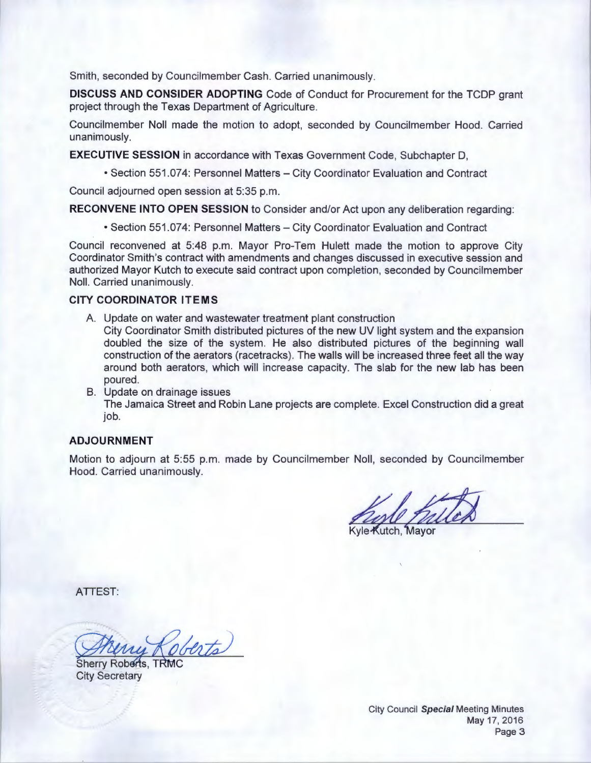Smith, seconded by Councilmember Cash. Carried unanimously.

**DISCUSS AND CONSIDER ADOPTING** Code of Conduct for Procurement for the TCDP grant project through the Texas Department of Agriculture.

Councilmember Noll made the motion to adopt, seconded by Councilmember Hood. Carried unanimously.

**EXECUTIVE SESSION** in accordance with Texas Government Code, Subchapter D,

• Section 551.074: Personnel Matters – City Coordinator Evaluation and Contract

Council adjourned open session at 5:35 p.m.

**RECONVENE INTO OPEN SESSION** to Consider and/or Act upon any deliberation regarding:

• Section 551.074: Personnel Matters – City Coordinator Evaluation and Contract

Council reconvened at 5:48 p.m. Mayor Pro-Tem Hulett made the motion to approve City Coordinator Smith's contract with amendments and changes discussed in executive session and authorized Mayor Kutch to execute said contract upon completion, seconded by Councilmember Noll. Carried unanimously.

## CITY COORDINATOR ITEMS

A. Update on water and wastewater treatment plant construction
   City Coordinator Smith distributed pictures of the new UV light system and the expansion doubled the size of the system. He also distributed pictures of the beginning wall construction of the aerators (racetracks). The walls will be increased three feet all the way around both aerators, which will increase capacity. The slab for the new lab has been poured.
B. Update on drainage issues
   The Jamaica Street and Robin Lane projects are complete. Excel Construction did a great job.

## ADJOURNMENT

Motion to adjourn at 5:55 p.m. made by Councilmember Noll, seconded by Councilmember Hood. Carried unanimously.

Kyle Kutch, Mayor

ATTEST:

Sherry Roberts, TRMC
City Secretary

City Council *Special* Meeting Minutes
May 17, 2016